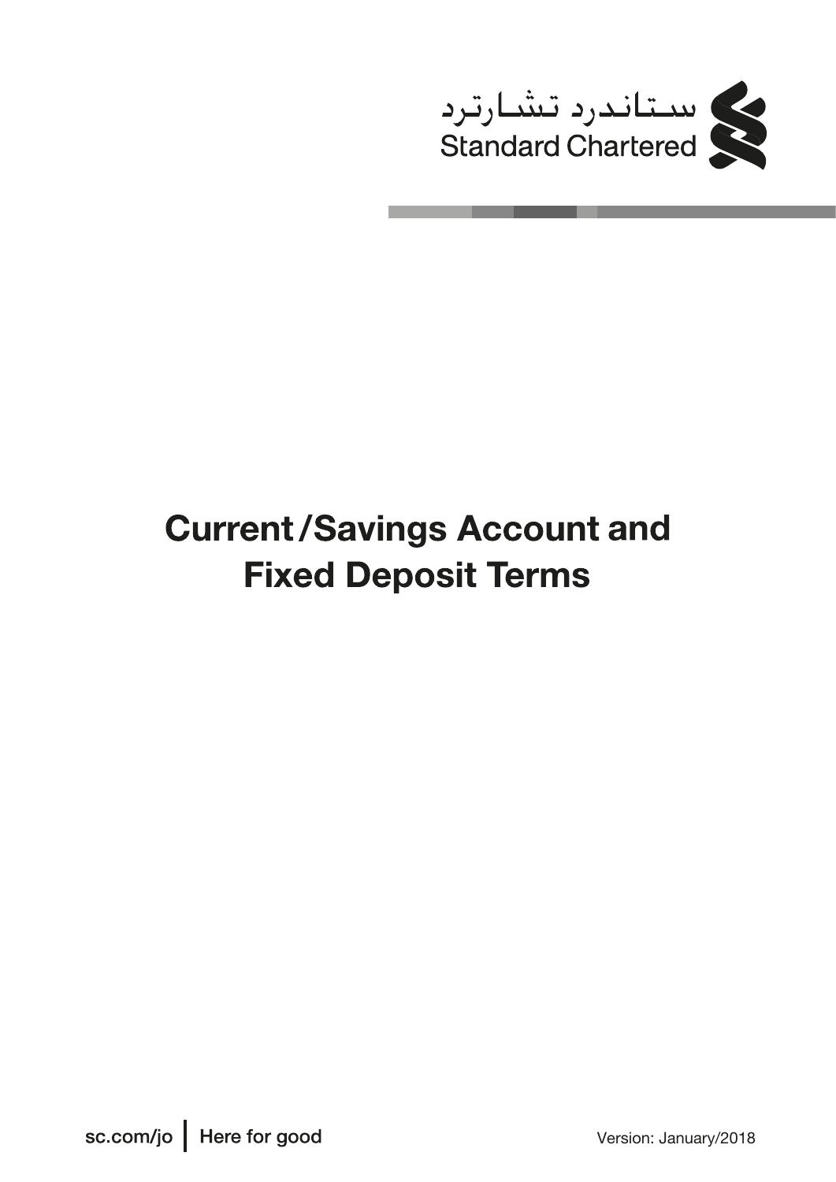ستاندرد تشارترد
Standard Chartered

# Current/Savings Account and Fixed Deposit Terms

sc.com/jo | Here for good

Version: January/2018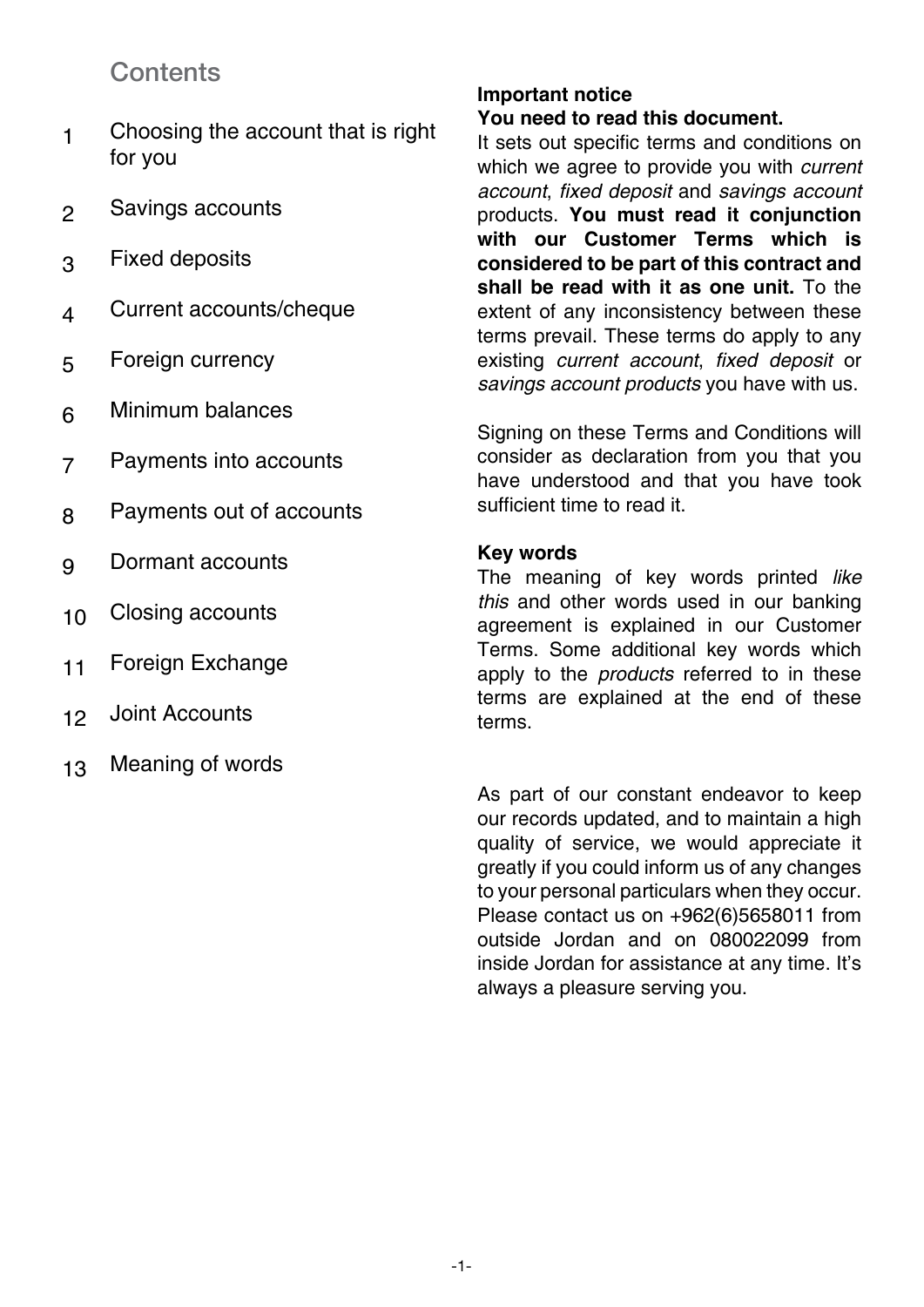## Contents

1. Choosing the account that is right for you
2. Savings accounts
3. Fixed deposits
4. Current accounts/cheque
5. Foreign currency
6. Minimum balances
7. Payments into accounts
8. Payments out of accounts
9. Dormant accounts
10. Closing accounts
11. Foreign Exchange
12. Joint Accounts
13. Meaning of words

**Important notice**
**You need to read this document.**
It sets out specific terms and conditions on which we agree to provide you with *current account*, *fixed deposit* and *savings account* products. **You must read it conjunction with our Customer Terms which is considered to be part of this contract and shall be read with it as one unit.** To the extent of any inconsistency between these terms prevail. These terms do apply to any existing *current account*, *fixed deposit* or *savings account products* you have with us.

Signing on these Terms and Conditions will consider as declaration from you that you have understood and that you have took sufficient time to read it.

**Key words**
The meaning of key words printed *like this* and other words used in our banking agreement is explained in our Customer Terms. Some additional key words which apply to the *products* referred to in these terms are explained at the end of these terms.

As part of our constant endeavor to keep our records updated, and to maintain a high quality of service, we would appreciate it greatly if you could inform us of any changes to your personal particulars when they occur. Please contact us on +962(6)5658011 from outside Jordan and on 080022099 from inside Jordan for assistance at any time. It's always a pleasure serving you.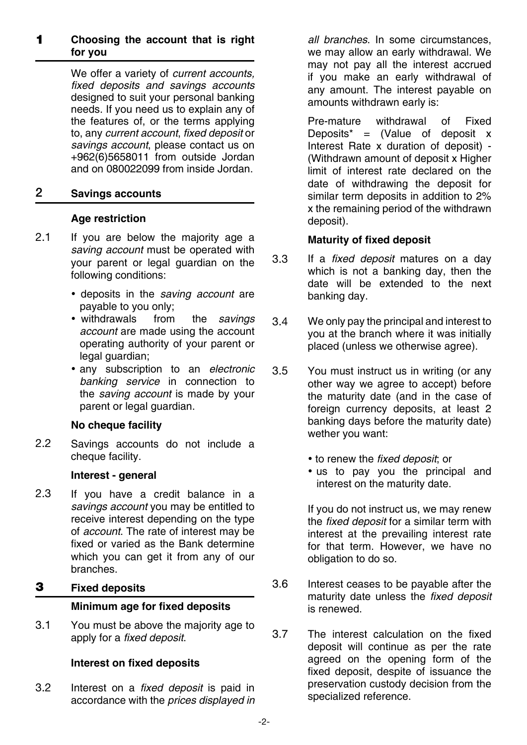## 1 Choosing the account that is right for you

We offer a variety of *current accounts, fixed deposits and savings accounts* designed to suit your personal banking needs. If you need us to explain any of the features of, or the terms applying to, any *current account*, *fixed deposit* or *savings account*, please contact us on +962(6)5658011 from outside Jordan and on 080022099 from inside Jordan.

## 2 Savings accounts

### Age restriction

2.1 If you are below the majority age a *saving account* must be operated with your parent or legal guardian on the following conditions:

- deposits in the *saving account* are payable to you only;
- withdrawals from the *savings account* are made using the account operating authority of your parent or legal guardian;
- any subscription to an *electronic banking service* in connection to the *saving account* is made by your parent or legal guardian.

### No cheque facility

2.2 Savings accounts do not include a cheque facility.

### Interest - general

2.3 If you have a credit balance in a *savings account* you may be entitled to receive interest depending on the type of *account*. The rate of interest may be fixed or varied as the Bank determine which you can get it from any of our branches.

## 3 Fixed deposits

### Minimum age for fixed deposits

3.1 You must be above the majority age to apply for a *fixed deposit*.

### Interest on fixed deposits

3.2 Interest on a *fixed deposit* is paid in accordance with the *prices displayed in all branches*. In some circumstances, we may allow an early withdrawal. We may not pay all the interest accrued if you make an early withdrawal of any amount. The interest payable on amounts withdrawn early is:

Pre-mature withdrawal of Fixed Deposits* = (Value of deposit x Interest Rate x duration of deposit) - (Withdrawn amount of deposit x Higher limit of interest rate declared on the date of withdrawing the deposit for similar term deposits in addition to 2% x the remaining period of the withdrawn deposit).

### Maturity of fixed deposit

3.3 If a *fixed deposit* matures on a day which is not a banking day, then the date will be extended to the next banking day.

3.4 We only pay the principal and interest to you at the branch where it was initially placed (unless we otherwise agree).

3.5 You must instruct us in writing (or any other way we agree to accept) before the maturity date (and in the case of foreign currency deposits, at least 2 banking days before the maturity date) wether you want:

- to renew the *fixed deposit*; or
- us to pay you the principal and interest on the maturity date.

If you do not instruct us, we may renew the *fixed deposit* for a similar term with interest at the prevailing interest rate for that term. However, we have no obligation to do so.

3.6 Interest ceases to be payable after the maturity date unless the *fixed deposit* is renewed.

3.7 The interest calculation on the fixed deposit will continue as per the rate agreed on the opening form of the fixed deposit, despite of issuance the preservation custody decision from the specialized reference.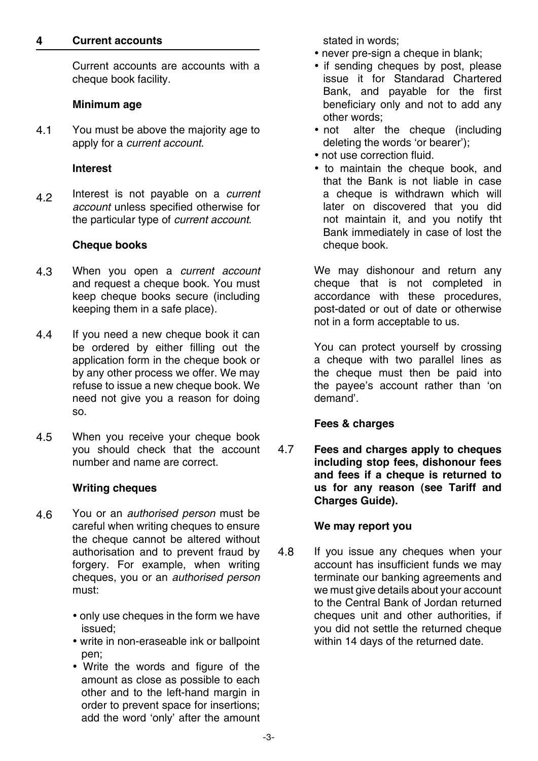## 4 Current accounts

Current accounts are accounts with a cheque book facility.

### Minimum age

4.1 You must be above the majority age to apply for a *current account*.

### Interest

4.2 Interest is not payable on a *current account* unless specified otherwise for the particular type of *current account*.

### Cheque books

4.3 When you open a *current account* and request a cheque book. You must keep cheque books secure (including keeping them in a safe place).

4.4 If you need a new cheque book it can be ordered by either filling out the application form in the cheque book or by any other process we offer. We may refuse to issue a new cheque book. We need not give you a reason for doing so.

4.5 When you receive your cheque book you should check that the account number and name are correct.

### Writing cheques

4.6 You or an *authorised person* must be careful when writing cheques to ensure the cheque cannot be altered without authorisation and to prevent fraud by forgery. For example, when writing cheques, you or an *authorised person* must:

- only use cheques in the form we have issued;
- write in non-eraseable ink or ballpoint pen;
- Write the words and figure of the amount as close as possible to each other and to the left-hand margin in order to prevent space for insertions; add the word 'only' after the amount stated in words;
- never pre-sign a cheque in blank;
- if sending cheques by post, please issue it for Standarad Chartered Bank, and payable for the first beneficiary only and not to add any other words;
- not alter the cheque (including deleting the words 'or bearer');
- not use correction fluid.
- to maintain the cheque book, and that the Bank is not liable in case a cheque is withdrawn which will later on discovered that you did not maintain it, and you notify tht Bank immediately in case of lost the cheque book.

We may dishonour and return any cheque that is not completed in accordance with these procedures, post-dated or out of date or otherwise not in a form acceptable to us.

You can protect yourself by crossing a cheque with two parallel lines as the cheque must then be paid into the payee's account rather than 'on demand'.

### Fees & charges

4.7 **Fees and charges apply to cheques including stop fees, dishonour fees and fees if a cheque is returned to us for any reason (see Tariff and Charges Guide).**

### We may report you

4.8 If you issue any cheques when your account has insufficient funds we may terminate our banking agreements and we must give details about your account to the Central Bank of Jordan returned cheques unit and other authorities, if you did not settle the returned cheque within 14 days of the returned date.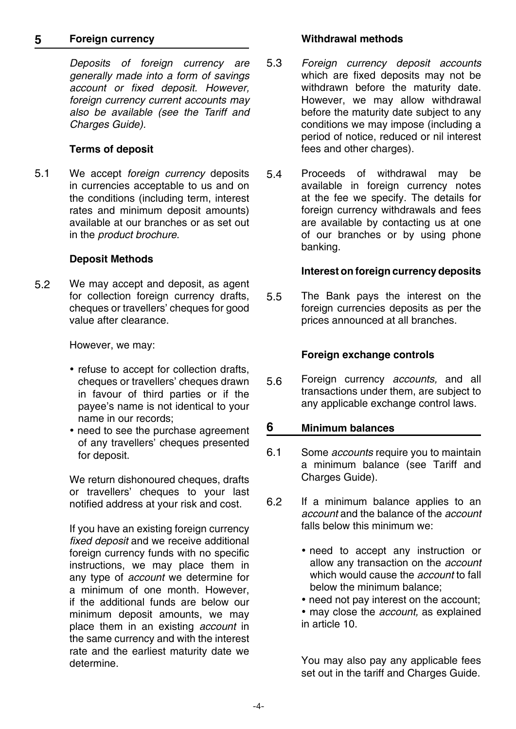## 5 Foreign currency

*Deposits of foreign currency are generally made into a form of savings account or fixed deposit. However, foreign currency current accounts may also be available (see the Tariff and Charges Guide).*

### Terms of deposit

5.1 We accept *foreign currency* deposits in currencies acceptable to us and on the conditions (including term, interest rates and minimum deposit amounts) available at our branches or as set out in the *product brochure*.

### Deposit Methods

5.2 We may accept and deposit, as agent for collection foreign currency drafts, cheques or travellers' cheques for good value after clearance.

However, we may:

- refuse to accept for collection drafts, cheques or travellers' cheques drawn in favour of third parties or if the payee's name is not identical to your name in our records;
- need to see the purchase agreement of any travellers' cheques presented for deposit.

We return dishonoured cheques, drafts or travellers' cheques to your last notified address at your risk and cost.

If you have an existing foreign currency *fixed deposit* and we receive additional foreign currency funds with no specific instructions, we may place them in any type of *account* we determine for a minimum of one month. However, if the additional funds are below our minimum deposit amounts, we may place them in an existing *account* in the same currency and with the interest rate and the earliest maturity date we determine.

### Withdrawal methods

5.3 *Foreign currency deposit accounts* which are fixed deposits may not be withdrawn before the maturity date. However, we may allow withdrawal before the maturity date subject to any conditions we may impose (including a period of notice, reduced or nil interest fees and other charges).

5.4 Proceeds of withdrawal may be available in foreign currency notes at the fee we specify. The details for foreign currency withdrawals and fees are available by contacting us at one of our branches or by using phone banking.

### Interest on foreign currency deposits

5.5 The Bank pays the interest on the foreign currencies deposits as per the prices announced at all branches.

### Foreign exchange controls

5.6 Foreign currency *accounts,* and all transactions under them, are subject to any applicable exchange control laws.

## 6 Minimum balances

6.1 Some *accounts* require you to maintain a minimum balance (see Tariff and Charges Guide).

6.2 If a minimum balance applies to an *account* and the balance of the *account* falls below this minimum we:

- need to accept any instruction or allow any transaction on the *account* which would cause the *account* to fall below the minimum balance;
- need not pay interest on the account;
- may close the *account,* as explained in article 10.

You may also pay any applicable fees set out in the tariff and Charges Guide.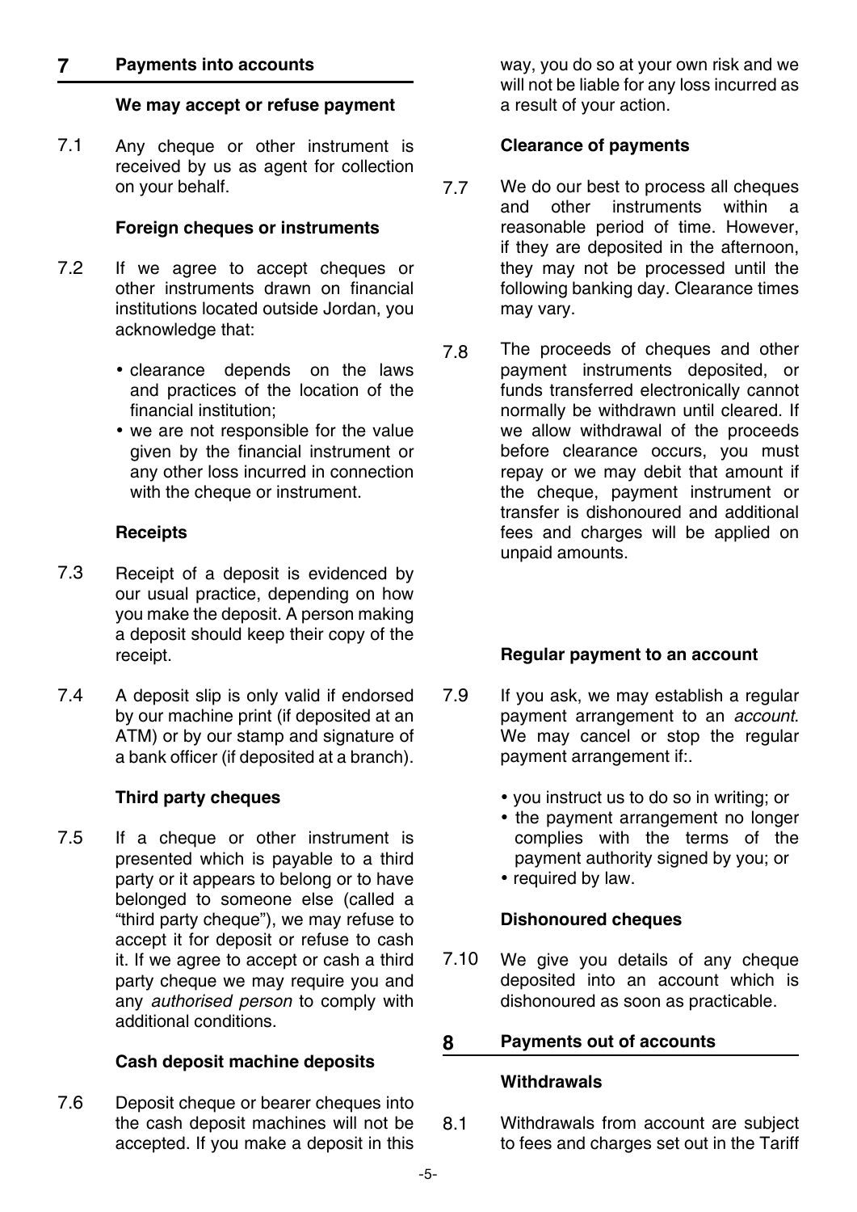## 7 Payments into accounts

### We may accept or refuse payment

7.1 Any cheque or other instrument is received by us as agent for collection on your behalf.

### Foreign cheques or instruments

7.2 If we agree to accept cheques or other instruments drawn on financial institutions located outside Jordan, you acknowledge that:

- clearance depends on the laws and practices of the location of the financial institution;
- we are not responsible for the value given by the financial instrument or any other loss incurred in connection with the cheque or instrument.

### Receipts

7.3 Receipt of a deposit is evidenced by our usual practice, depending on how you make the deposit. A person making a deposit should keep their copy of the receipt.

7.4 A deposit slip is only valid if endorsed by our machine print (if deposited at an ATM) or by our stamp and signature of a bank officer (if deposited at a branch).

### Third party cheques

7.5 If a cheque or other instrument is presented which is payable to a third party or it appears to belong or to have belonged to someone else (called a "third party cheque"), we may refuse to accept it for deposit or refuse to cash it. If we agree to accept or cash a third party cheque we may require you and any *authorised person* to comply with additional conditions.

### Cash deposit machine deposits

7.6 Deposit cheque or bearer cheques into the cash deposit machines will not be accepted. If you make a deposit in this way, you do so at your own risk and we will not be liable for any loss incurred as a result of your action.

### Clearance of payments

7.7 We do our best to process all cheques and other instruments within a reasonable period of time. However, if they are deposited in the afternoon, they may not be processed until the following banking day. Clearance times may vary.

7.8 The proceeds of cheques and other payment instruments deposited, or funds transferred electronically cannot normally be withdrawn until cleared. If we allow withdrawal of the proceeds before clearance occurs, you must repay or we may debit that amount if the cheque, payment instrument or transfer is dishonoured and additional fees and charges will be applied on unpaid amounts.

### Regular payment to an account

7.9 If you ask, we may establish a regular payment arrangement to an *account*. We may cancel or stop the regular payment arrangement if:.

- you instruct us to do so in writing; or
- the payment arrangement no longer complies with the terms of the payment authority signed by you; or
- required by law.

### Dishonoured cheques

7.10 We give you details of any cheque deposited into an account which is dishonoured as soon as practicable.

## 8 Payments out of accounts

### Withdrawals

8.1 Withdrawals from account are subject to fees and charges set out in the Tariff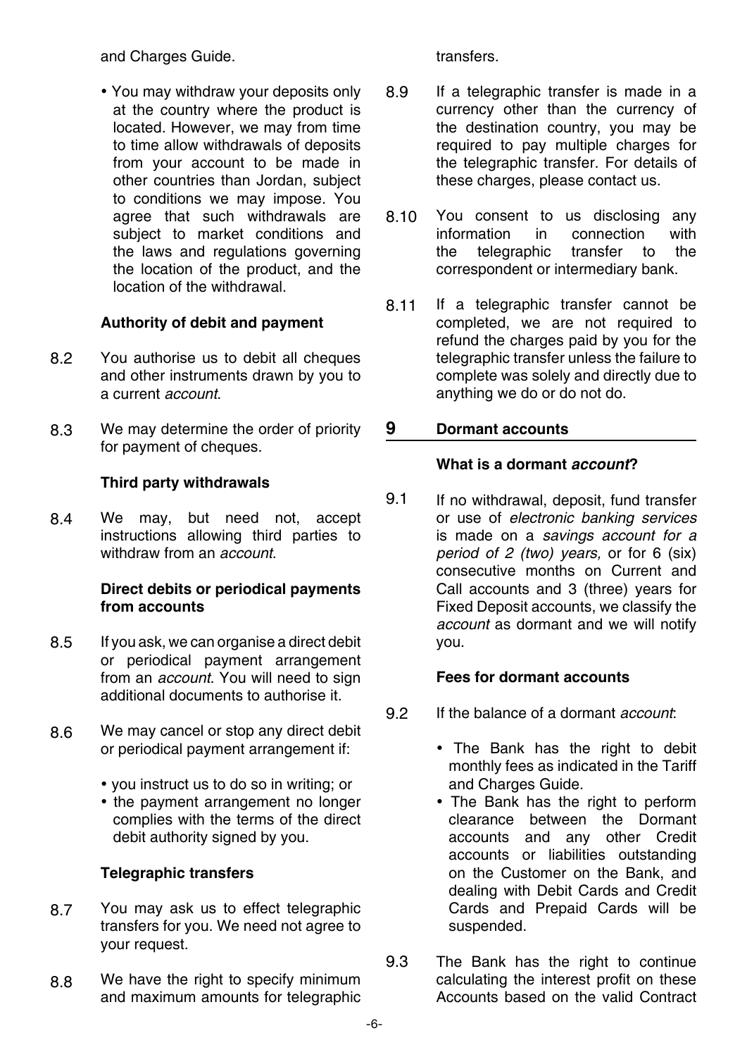and Charges Guide.

- You may withdraw your deposits only at the country where the product is located. However, we may from time to time allow withdrawals of deposits from your account to be made in other countries than Jordan, subject to conditions we may impose. You agree that such withdrawals are subject to market conditions and the laws and regulations governing the location of the product, and the location of the withdrawal.

**Authority of debit and payment**

8.2 You authorise us to debit all cheques and other instruments drawn by you to a current *account*.

8.3 We may determine the order of priority for payment of cheques.

**Third party withdrawals**

8.4 We may, but need not, accept instructions allowing third parties to withdraw from an *account*.

**Direct debits or periodical payments from accounts**

8.5 If you ask, we can organise a direct debit or periodical payment arrangement from an *account*. You will need to sign additional documents to authorise it.

8.6 We may cancel or stop any direct debit or periodical payment arrangement if:

- you instruct us to do so in writing; or
- the payment arrangement no longer complies with the terms of the direct debit authority signed by you.

**Telegraphic transfers**

8.7 You may ask us to effect telegraphic transfers for you. We need not agree to your request.

8.8 We have the right to specify minimum and maximum amounts for telegraphic transfers.

8.9 If a telegraphic transfer is made in a currency other than the currency of the destination country, you may be required to pay multiple charges for the telegraphic transfer. For details of these charges, please contact us.

8.10 You consent to us disclosing any information in connection with the telegraphic transfer to the correspondent or intermediary bank.

8.11 If a telegraphic transfer cannot be completed, we are not required to refund the charges paid by you for the telegraphic transfer unless the failure to complete was solely and directly due to anything we do or do not do.

## 9 Dormant accounts

**What is a dormant *account*?**

9.1 If no withdrawal, deposit, fund transfer or use of *electronic banking services* is made on a *savings account for a period of 2 (two) years,* or for 6 (six) consecutive months on Current and Call accounts and 3 (three) years for Fixed Deposit accounts, we classify the *account* as dormant and we will notify you.

**Fees for dormant accounts**

9.2 If the balance of a dormant *account*:

- The Bank has the right to debit monthly fees as indicated in the Tariff and Charges Guide.
- The Bank has the right to perform clearance between the Dormant accounts and any other Credit accounts or liabilities outstanding on the Customer on the Bank, and dealing with Debit Cards and Credit Cards and Prepaid Cards will be suspended.

9.3 The Bank has the right to continue calculating the interest profit on these Accounts based on the valid Contract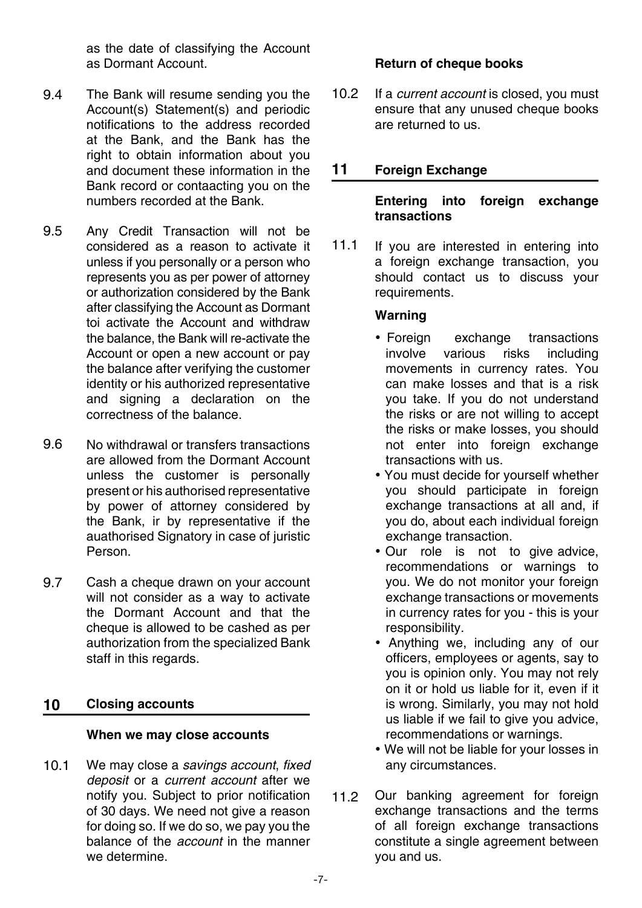as the date of classifying the Account as Dormant Account.

9.4 The Bank will resume sending you the Account(s) Statement(s) and periodic notifications to the address recorded at the Bank, and the Bank has the right to obtain information about you and document these information in the Bank record or contaacting you on the numbers recorded at the Bank.

9.5 Any Credit Transaction will not be considered as a reason to activate it unless if you personally or a person who represents you as per power of attorney or authorization considered by the Bank after classifying the Account as Dormant toi activate the Account and withdraw the balance, the Bank will re-activate the Account or open a new account or pay the balance after verifying the customer identity or his authorized representative and signing a declaration on the correctness of the balance.

9.6 No withdrawal or transfers transactions are allowed from the Dormant Account unless the customer is personally present or his authorised representative by power of attorney considered by the Bank, ir by representative if the auathorised Signatory in case of juristic Person.

9.7 Cash a cheque drawn on your account will not consider as a way to activate the Dormant Account and that the cheque is allowed to be cashed as per authorization from the specialized Bank staff in this regards.

## 10 Closing accounts

### When we may close accounts

10.1 We may close a *savings account*, *fixed deposit* or a *current account* after we notify you. Subject to prior notification of 30 days. We need not give a reason for doing so. If we do so, we pay you the balance of the *account* in the manner we determine.

### Return of cheque books

10.2 If a *current account* is closed, you must ensure that any unused cheque books are returned to us.

## 11 Foreign Exchange

### Entering into foreign exchange transactions

11.1 If you are interested in entering into a foreign exchange transaction, you should contact us to discuss your requirements.

**Warning**

- Foreign exchange transactions involve various risks including movements in currency rates. You can make losses and that is a risk you take. If you do not understand the risks or are not willing to accept the risks or make losses, you should not enter into foreign exchange transactions with us.
- You must decide for yourself whether you should participate in foreign exchange transactions at all and, if you do, about each individual foreign exchange transaction.
- Our role is not to give advice, recommendations or warnings to you. We do not monitor your foreign exchange transactions or movements in currency rates for you - this is your responsibility.
- Anything we, including any of our officers, employees or agents, say to you is opinion only. You may not rely on it or hold us liable for it, even if it is wrong. Similarly, you may not hold us liable if we fail to give you advice, recommendations or warnings.
- We will not be liable for your losses in any circumstances.

11.2 Our banking agreement for foreign exchange transactions and the terms of all foreign exchange transactions constitute a single agreement between you and us.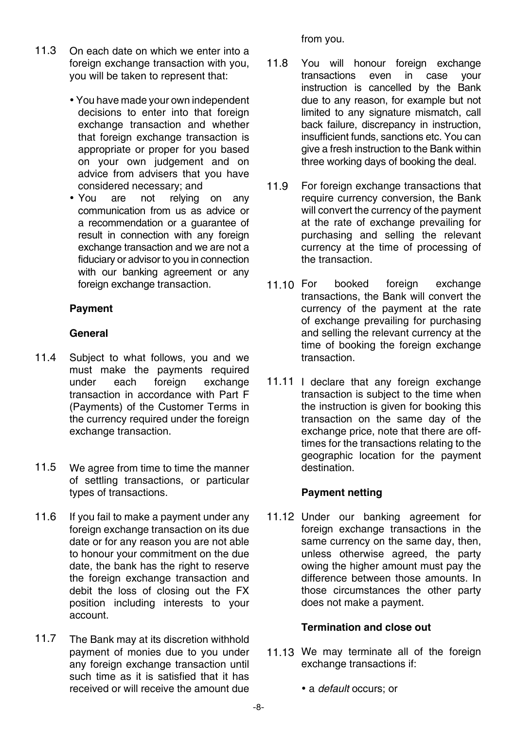11.3 On each date on which we enter into a foreign exchange transaction with you, you will be taken to represent that:

- You have made your own independent decisions to enter into that foreign exchange transaction and whether that foreign exchange transaction is appropriate or proper for you based on your own judgement and on advice from advisers that you have considered necessary; and
- You are not relying on any communication from us as advice or a recommendation or a guarantee of result in connection with any foreign exchange transaction and we are not a fiduciary or advisor to you in connection with our banking agreement or any foreign exchange transaction.

**Payment**

**General**

11.4 Subject to what follows, you and we must make the payments required under each foreign exchange transaction in accordance with Part F (Payments) of the Customer Terms in the currency required under the foreign exchange transaction.

11.5 We agree from time to time the manner of settling transactions, or particular types of transactions.

11.6 If you fail to make a payment under any foreign exchange transaction on its due date or for any reason you are not able to honour your commitment on the due date, the bank has the right to reserve the foreign exchange transaction and debit the loss of closing out the FX position including interests to your account.

11.7 The Bank may at its discretion withhold payment of monies due to you under any foreign exchange transaction until such time as it is satisfied that it has received or will receive the amount due from you.

11.8 You will honour foreign exchange transactions even in case your instruction is cancelled by the Bank due to any reason, for example but not limited to any signature mismatch, call back failure, discrepancy in instruction, insufficient funds, sanctions etc. You can give a fresh instruction to the Bank within three working days of booking the deal.

11.9 For foreign exchange transactions that require currency conversion, the Bank will convert the currency of the payment at the rate of exchange prevailing for purchasing and selling the relevant currency at the time of processing of the transaction.

11.10 For booked foreign exchange transactions, the Bank will convert the currency of the payment at the rate of exchange prevailing for purchasing and selling the relevant currency at the time of booking the foreign exchange transaction.

11.11 I declare that any foreign exchange transaction is subject to the time when the instruction is given for booking this transaction on the same day of the exchange price, note that there are off-times for the transactions relating to the geographic location for the payment destination.

**Payment netting**

11.12 Under our banking agreement for foreign exchange transactions in the same currency on the same day, then, unless otherwise agreed, the party owing the higher amount must pay the difference between those amounts. In those circumstances the other party does not make a payment.

**Termination and close out**

11.13 We may terminate all of the foreign exchange transactions if:

- a *default* occurs; or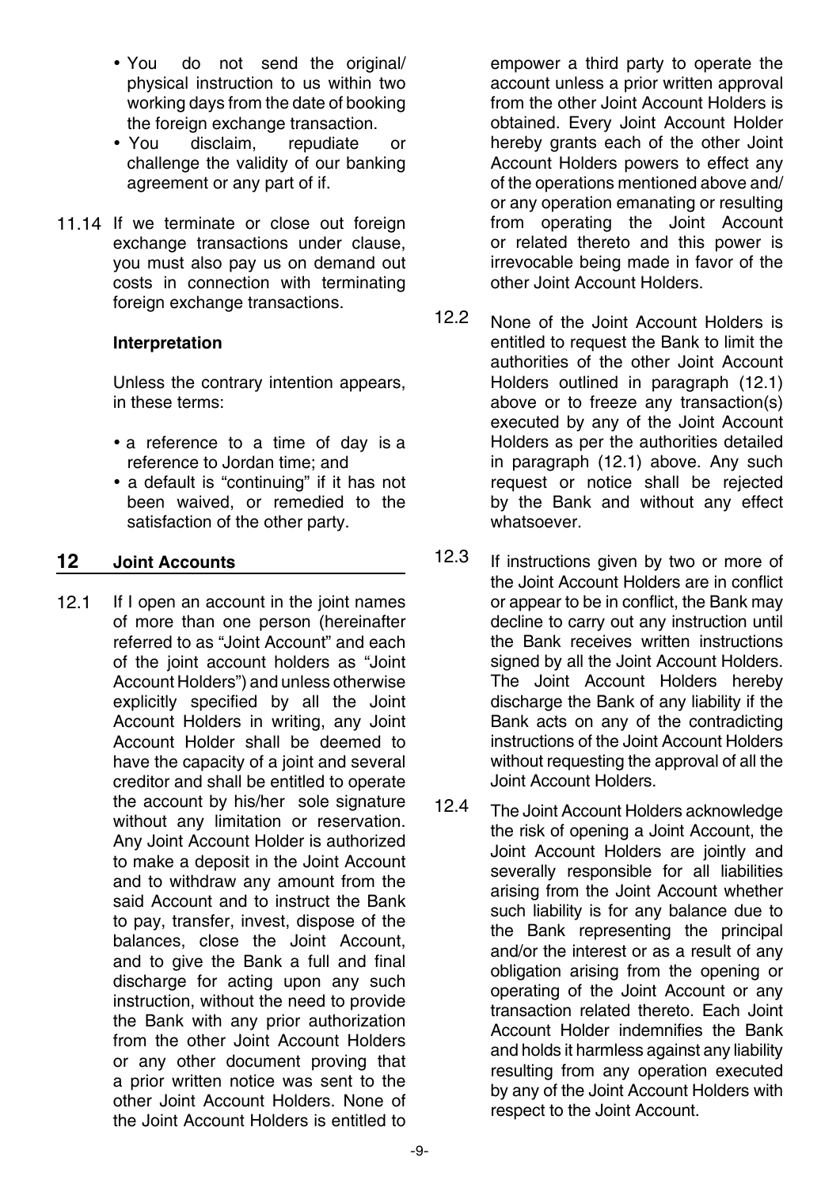- You do not send the original/ physical instruction to us within two working days from the date of booking the foreign exchange transaction.
- You disclaim, repudiate or challenge the validity of our banking agreement or any part of if.

11.14 If we terminate or close out foreign exchange transactions under clause, you must also pay us on demand out costs in connection with terminating foreign exchange transactions.

**Interpretation**

Unless the contrary intention appears, in these terms:

- a reference to a time of day is a reference to Jordan time; and
- a default is "continuing" if it has not been waived, or remedied to the satisfaction of the other party.

## 12 Joint Accounts

12.1 If I open an account in the joint names of more than one person (hereinafter referred to as "Joint Account" and each of the joint account holders as "Joint Account Holders") and unless otherwise explicitly specified by all the Joint Account Holders in writing, any Joint Account Holder shall be deemed to have the capacity of a joint and several creditor and shall be entitled to operate the account by his/her sole signature without any limitation or reservation. Any Joint Account Holder is authorized to make a deposit in the Joint Account and to withdraw any amount from the said Account and to instruct the Bank to pay, transfer, invest, dispose of the balances, close the Joint Account, and to give the Bank a full and final discharge for acting upon any such instruction, without the need to provide the Bank with any prior authorization from the other Joint Account Holders or any other document proving that a prior written notice was sent to the other Joint Account Holders. None of the Joint Account Holders is entitled to empower a third party to operate the account unless a prior written approval from the other Joint Account Holders is obtained. Every Joint Account Holder hereby grants each of the other Joint Account Holders powers to effect any of the operations mentioned above and/ or any operation emanating or resulting from operating the Joint Account or related thereto and this power is irrevocable being made in favor of the other Joint Account Holders.

12.2 None of the Joint Account Holders is entitled to request the Bank to limit the authorities of the other Joint Account Holders outlined in paragraph (12.1) above or to freeze any transaction(s) executed by any of the Joint Account Holders as per the authorities detailed in paragraph (12.1) above. Any such request or notice shall be rejected by the Bank and without any effect whatsoever.

12.3 If instructions given by two or more of the Joint Account Holders are in conflict or appear to be in conflict, the Bank may decline to carry out any instruction until the Bank receives written instructions signed by all the Joint Account Holders. The Joint Account Holders hereby discharge the Bank of any liability if the Bank acts on any of the contradicting instructions of the Joint Account Holders without requesting the approval of all the Joint Account Holders.

12.4 The Joint Account Holders acknowledge the risk of opening a Joint Account, the Joint Account Holders are jointly and severally responsible for all liabilities arising from the Joint Account whether such liability is for any balance due to the Bank representing the principal and/or the interest or as a result of any obligation arising from the opening or operating of the Joint Account or any transaction related thereto. Each Joint Account Holder indemnifies the Bank and holds it harmless against any liability resulting from any operation executed by any of the Joint Account Holders with respect to the Joint Account.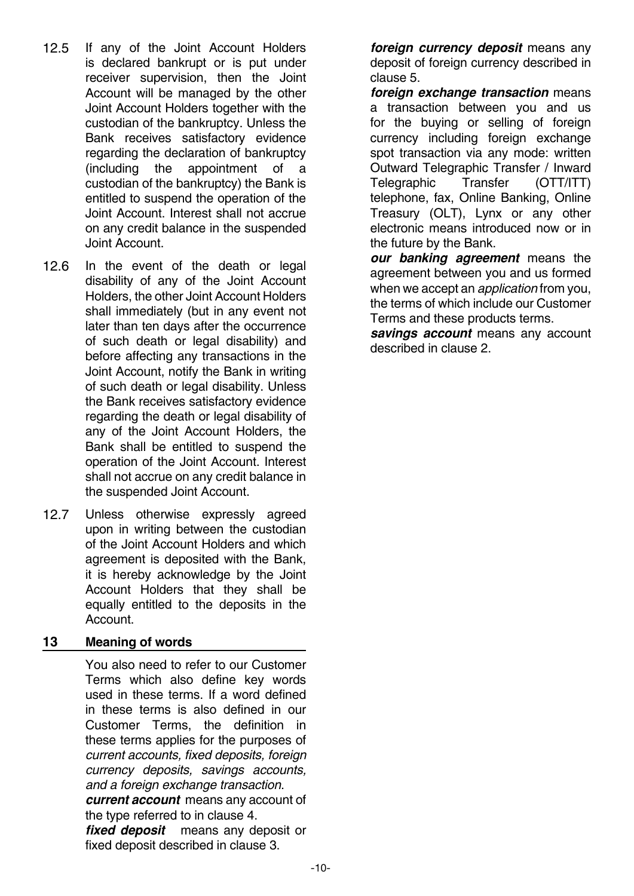12.5 If any of the Joint Account Holders is declared bankrupt or is put under receiver supervision, then the Joint Account will be managed by the other Joint Account Holders together with the custodian of the bankruptcy. Unless the Bank receives satisfactory evidence regarding the declaration of bankruptcy (including the appointment of a custodian of the bankruptcy) the Bank is entitled to suspend the operation of the Joint Account. Interest shall not accrue on any credit balance in the suspended Joint Account.

12.6 In the event of the death or legal disability of any of the Joint Account Holders, the other Joint Account Holders shall immediately (but in any event not later than ten days after the occurrence of such death or legal disability) and before affecting any transactions in the Joint Account, notify the Bank in writing of such death or legal disability. Unless the Bank receives satisfactory evidence regarding the death or legal disability of any of the Joint Account Holders, the Bank shall be entitled to suspend the operation of the Joint Account. Interest shall not accrue on any credit balance in the suspended Joint Account.

12.7 Unless otherwise expressly agreed upon in writing between the custodian of the Joint Account Holders and which agreement is deposited with the Bank, it is hereby acknowledge by the Joint Account Holders that they shall be equally entitled to the deposits in the Account.

## 13 Meaning of words

You also need to refer to our Customer Terms which also define key words used in these terms. If a word defined in these terms is also defined in our Customer Terms, the definition in these terms applies for the purposes of *current accounts, fixed deposits, foreign currency deposits, savings accounts, and a foreign exchange transaction*.

***current account*** means any account of the type referred to in clause 4.

***fixed deposit*** means any deposit or fixed deposit described in clause 3.

***foreign currency deposit*** means any deposit of foreign currency described in clause 5.

***foreign exchange transaction*** means a transaction between you and us for the buying or selling of foreign currency including foreign exchange spot transaction via any mode: written Outward Telegraphic Transfer / Inward Telegraphic Transfer (OTT/ITT) telephone, fax, Online Banking, Online Treasury (OLT), Lynx or any other electronic means introduced now or in the future by the Bank.

***our banking agreement*** means the agreement between you and us formed when we accept an *application* from you, the terms of which include our Customer Terms and these products terms.

***savings account*** means any account described in clause 2.